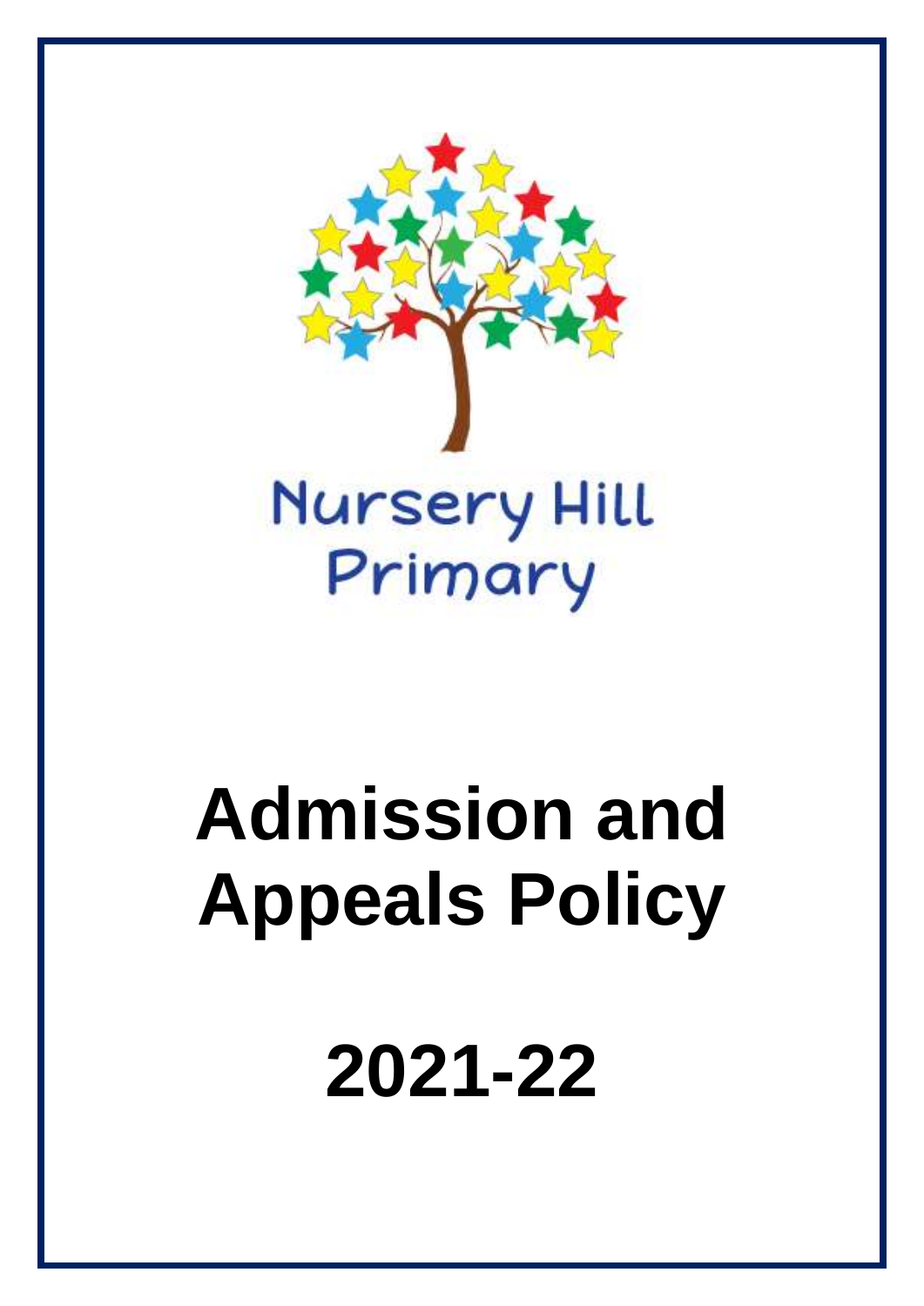Nursery Hill Primary

# Admission and Appeals Policy

# 2021-22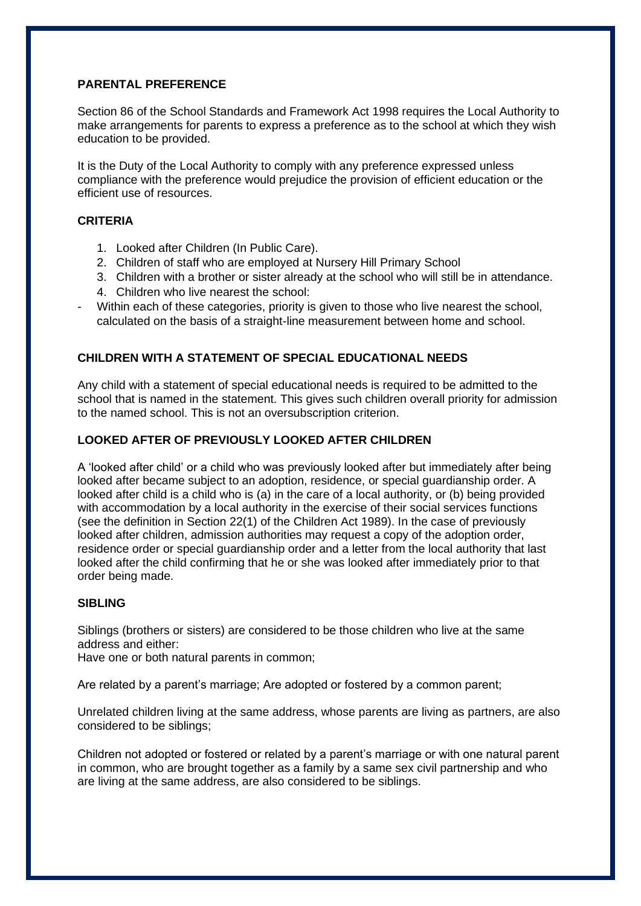## PARENTAL PREFERENCE

Section 86 of the School Standards and Framework Act 1998 requires the Local Authority to make arrangements for parents to express a preference as to the school at which they wish education to be provided.

It is the Duty of the Local Authority to comply with any preference expressed unless compliance with the preference would prejudice the provision of efficient education or the efficient use of resources.

## CRITERIA

1. Looked after Children (In Public Care).
2. Children of staff who are employed at Nursery Hill Primary School
3. Children with a brother or sister already at the school who will still be in attendance.
4. Children who live nearest the school:

- Within each of these categories, priority is given to those who live nearest the school, calculated on the basis of a straight-line measurement between home and school.

## CHILDREN WITH A STATEMENT OF SPECIAL EDUCATIONAL NEEDS

Any child with a statement of special educational needs is required to be admitted to the school that is named in the statement. This gives such children overall priority for admission to the named school. This is not an oversubscription criterion.

## LOOKED AFTER OF PREVIOUSLY LOOKED AFTER CHILDREN

A 'looked after child' or a child who was previously looked after but immediately after being looked after became subject to an adoption, residence, or special guardianship order. A looked after child is a child who is (a) in the care of a local authority, or (b) being provided with accommodation by a local authority in the exercise of their social services functions (see the definition in Section 22(1) of the Children Act 1989). In the case of previously looked after children, admission authorities may request a copy of the adoption order, residence order or special guardianship order and a letter from the local authority that last looked after the child confirming that he or she was looked after immediately prior to that order being made.

## SIBLING

Siblings (brothers or sisters) are considered to be those children who live at the same address and either:
Have one or both natural parents in common;

Are related by a parent's marriage; Are adopted or fostered by a common parent;

Unrelated children living at the same address, whose parents are living as partners, are also considered to be siblings;

Children not adopted or fostered or related by a parent's marriage or with one natural parent in common, who are brought together as a family by a same sex civil partnership and who are living at the same address, are also considered to be siblings.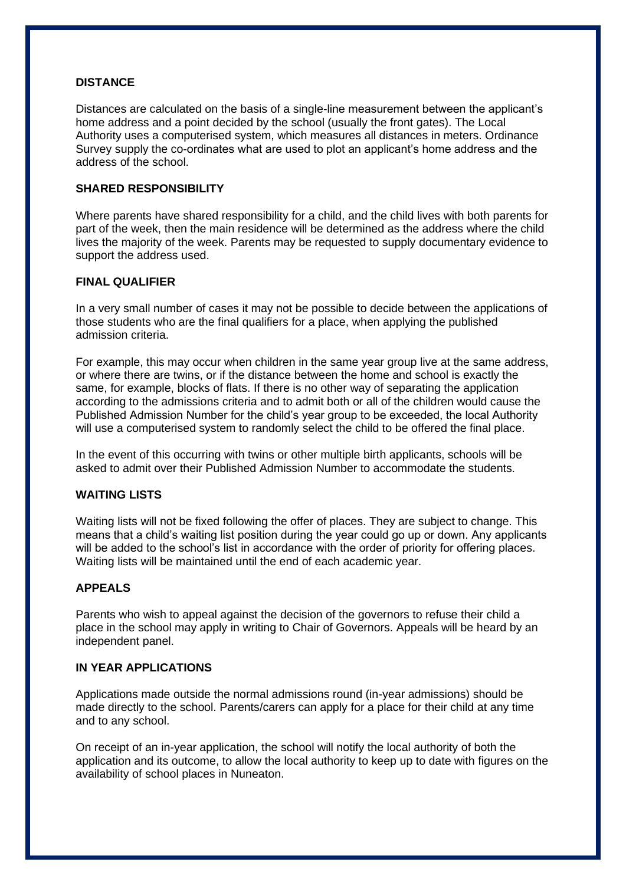## DISTANCE

Distances are calculated on the basis of a single-line measurement between the applicant's home address and a point decided by the school (usually the front gates). The Local Authority uses a computerised system, which measures all distances in meters. Ordinance Survey supply the co-ordinates what are used to plot an applicant's home address and the address of the school.

## SHARED RESPONSIBILITY

Where parents have shared responsibility for a child, and the child lives with both parents for part of the week, then the main residence will be determined as the address where the child lives the majority of the week. Parents may be requested to supply documentary evidence to support the address used.

## FINAL QUALIFIER

In a very small number of cases it may not be possible to decide between the applications of those students who are the final qualifiers for a place, when applying the published admission criteria.

For example, this may occur when children in the same year group live at the same address, or where there are twins, or if the distance between the home and school is exactly the same, for example, blocks of flats. If there is no other way of separating the application according to the admissions criteria and to admit both or all of the children would cause the Published Admission Number for the child's year group to be exceeded, the local Authority will use a computerised system to randomly select the child to be offered the final place.

In the event of this occurring with twins or other multiple birth applicants, schools will be asked to admit over their Published Admission Number to accommodate the students.

## WAITING LISTS

Waiting lists will not be fixed following the offer of places. They are subject to change. This means that a child's waiting list position during the year could go up or down. Any applicants will be added to the school's list in accordance with the order of priority for offering places. Waiting lists will be maintained until the end of each academic year.

## APPEALS

Parents who wish to appeal against the decision of the governors to refuse their child a place in the school may apply in writing to Chair of Governors. Appeals will be heard by an independent panel.

## IN YEAR APPLICATIONS

Applications made outside the normal admissions round (in-year admissions) should be made directly to the school. Parents/carers can apply for a place for their child at any time and to any school.

On receipt of an in-year application, the school will notify the local authority of both the application and its outcome, to allow the local authority to keep up to date with figures on the availability of school places in Nuneaton.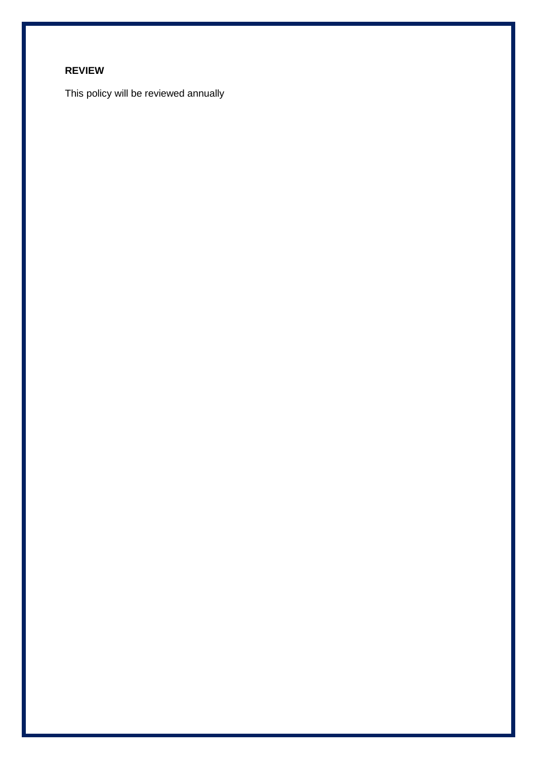**REVIEW**

This policy will be reviewed annually